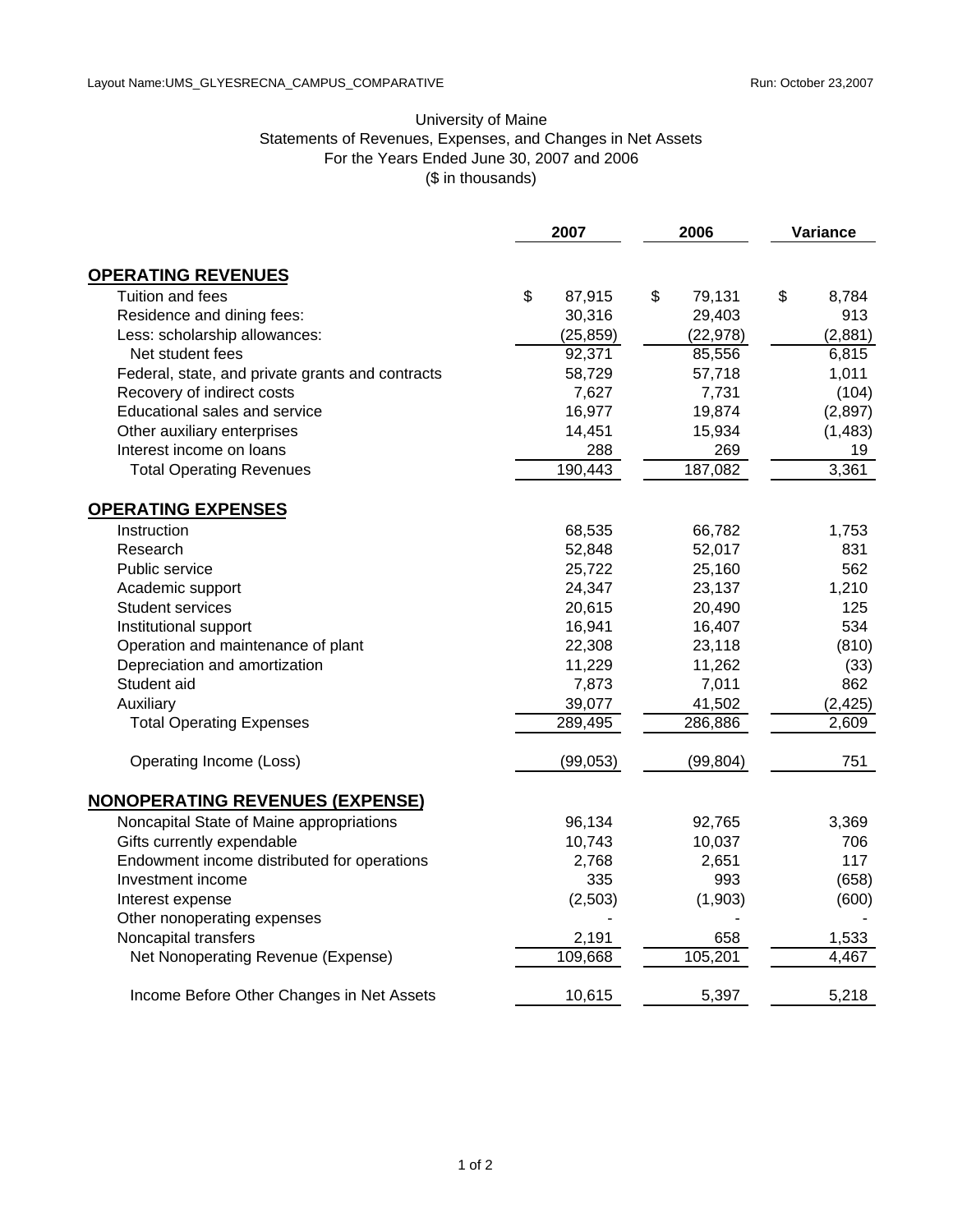Layout Name:UMS_GLYESRECNA_CAMPUS_COMPARATIVE Run: October 23,2007

# University of Maine
## Statements of Revenues, Expenses, and Changes in Net Assets
### For the Years Ended June 30, 2007 and 2006
### ($ in thousands)

| | 2007 | 2006 | Variance |
|---|---|---|---|
| **OPERATING REVENUES** | | | |
| Tuition and fees | $ 87,915 | $ 79,131 | $ 8,784 |
| Residence and dining fees: | 30,316 | 29,403 | 913 |
| Less: scholarship allowances: | (25,859) | (22,978) | (2,881) |
| Net student fees | 92,371 | 85,556 | 6,815 |
| Federal, state, and private grants and contracts | 58,729 | 57,718 | 1,011 |
| Recovery of indirect costs | 7,627 | 7,731 | (104) |
| Educational sales and service | 16,977 | 19,874 | (2,897) |
| Other auxiliary enterprises | 14,451 | 15,934 | (1,483) |
| Interest income on loans | 288 | 269 | 19 |
| Total Operating Revenues | 190,443 | 187,082 | 3,361 |
| **OPERATING EXPENSES** | | | |
| Instruction | 68,535 | 66,782 | 1,753 |
| Research | 52,848 | 52,017 | 831 |
| Public service | 25,722 | 25,160 | 562 |
| Academic support | 24,347 | 23,137 | 1,210 |
| Student services | 20,615 | 20,490 | 125 |
| Institutional support | 16,941 | 16,407 | 534 |
| Operation and maintenance of plant | 22,308 | 23,118 | (810) |
| Depreciation and amortization | 11,229 | 11,262 | (33) |
| Student aid | 7,873 | 7,011 | 862 |
| Auxiliary | 39,077 | 41,502 | (2,425) |
| Total Operating Expenses | 289,495 | 286,886 | 2,609 |
| Operating Income (Loss) | (99,053) | (99,804) | 751 |
| **NONOPERATING REVENUES (EXPENSE)** | | | |
| Noncapital State of Maine appropriations | 96,134 | 92,765 | 3,369 |
| Gifts currently expendable | 10,743 | 10,037 | 706 |
| Endowment income distributed for operations | 2,768 | 2,651 | 117 |
| Investment income | 335 | 993 | (658) |
| Interest expense | (2,503) | (1,903) | (600) |
| Other nonoperating expenses | - | - | - |
| Noncapital transfers | 2,191 | 658 | 1,533 |
| Net Nonoperating Revenue (Expense) | 109,668 | 105,201 | 4,467 |
| Income Before Other Changes in Net Assets | 10,615 | 5,397 | 5,218 |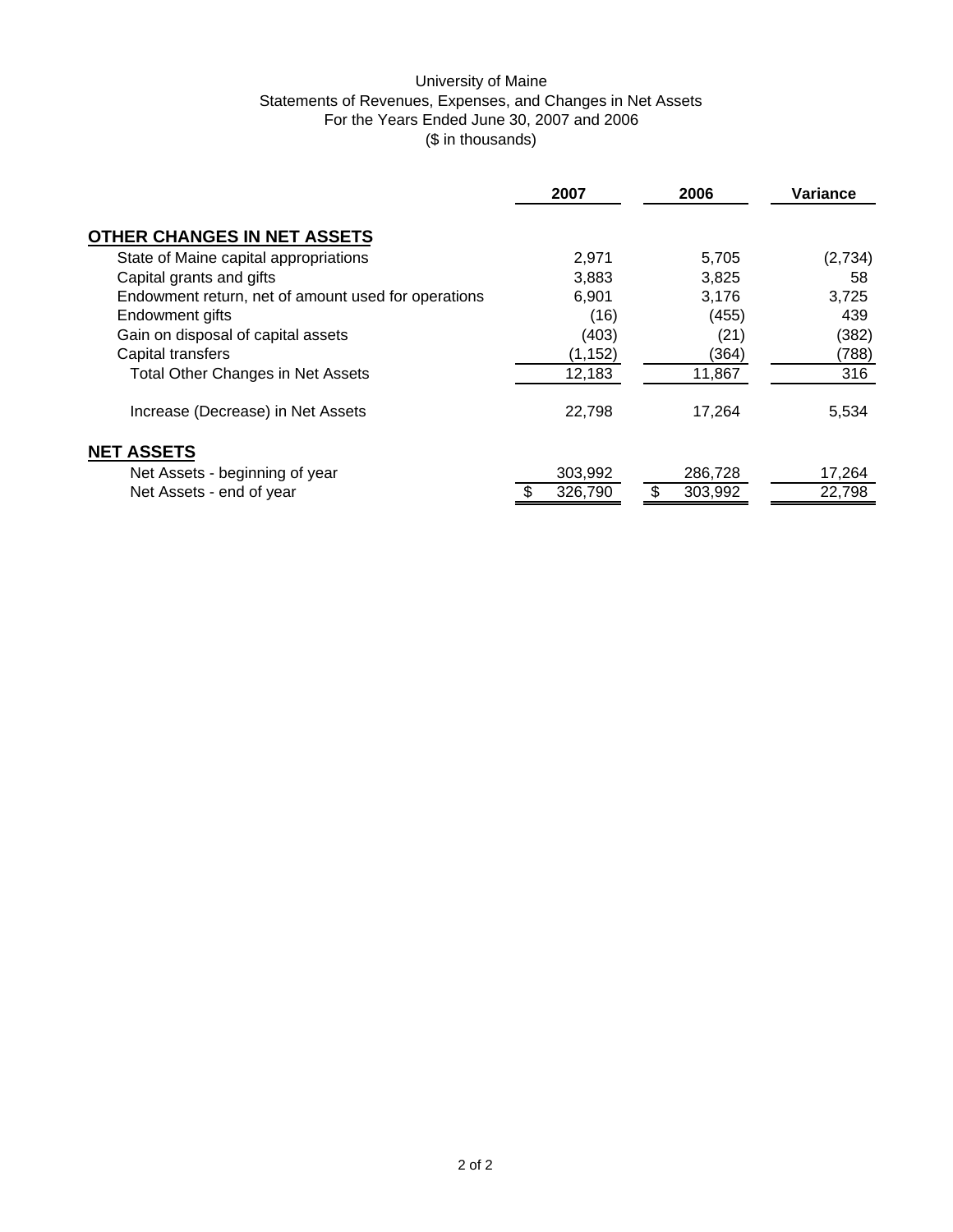University of Maine
Statements of Revenues, Expenses, and Changes in Net Assets
For the Years Ended June 30, 2007 and 2006
($ in thousands)

| | 2007 | 2006 | Variance |
|---|---|---|---|
| **OTHER CHANGES IN NET ASSETS** | | | |
| State of Maine capital appropriations | 2,971 | 5,705 | (2,734) |
| Capital grants and gifts | 3,883 | 3,825 | 58 |
| Endowment return, net of amount used for operations | 6,901 | 3,176 | 3,725 |
| Endowment gifts | (16) | (455) | 439 |
| Gain on disposal of capital assets | (403) | (21) | (382) |
| Capital transfers | (1,152) | (364) | (788) |
| Total Other Changes in Net Assets | 12,183 | 11,867 | 316 |
| Increase (Decrease) in Net Assets | 22,798 | 17,264 | 5,534 |
| **NET ASSETS** | | | |
| Net Assets - beginning of year | 303,992 | 286,728 | 17,264 |
| Net Assets - end of year | $ 326,790 | $ 303,992 | 22,798 |